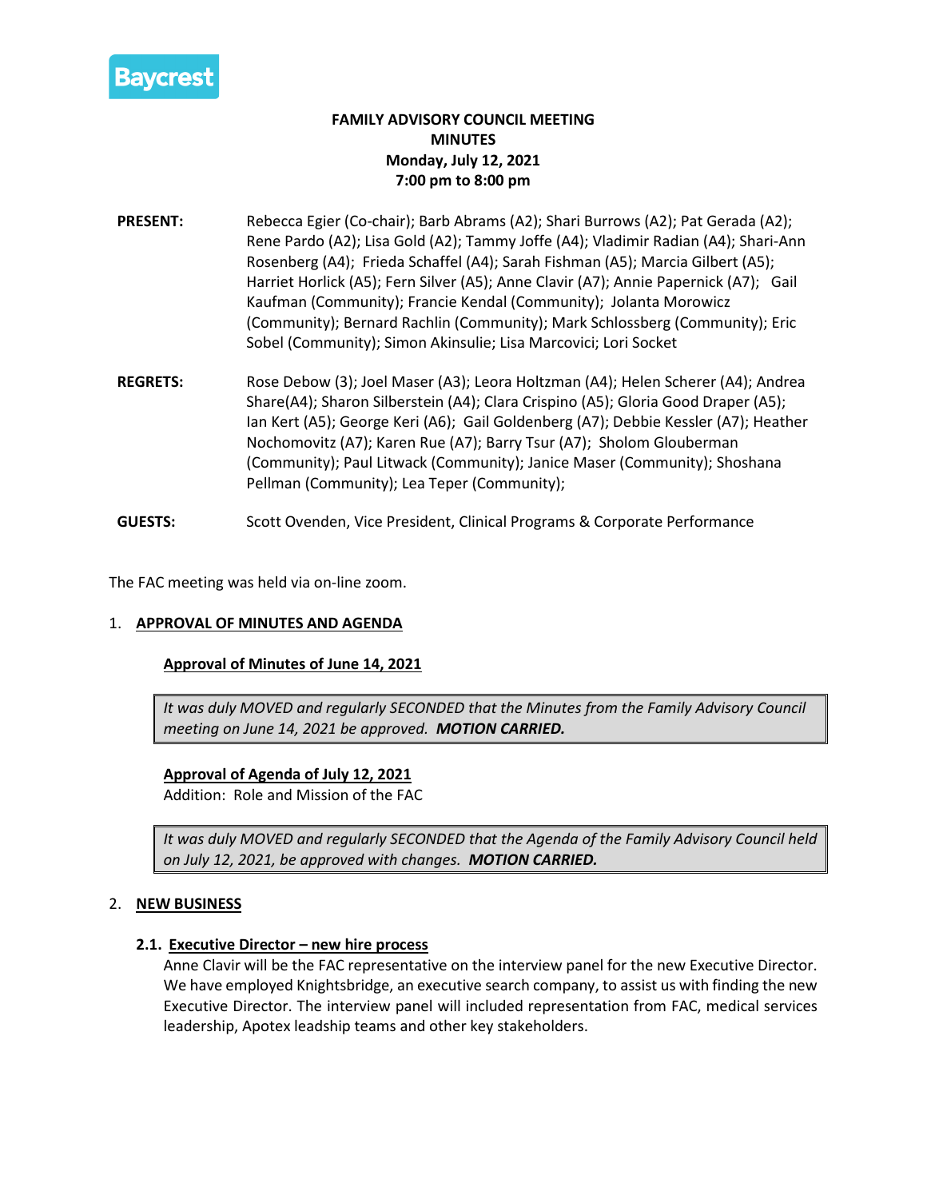Baycrest

**FAMILY ADVISORY COUNCIL MEETING**
**MINUTES**
**Monday, July 12, 2021**
**7:00 pm to 8:00 pm**

**PRESENT:** Rebecca Egier (Co-chair); Barb Abrams (A2); Shari Burrows (A2); Pat Gerada (A2); Rene Pardo (A2); Lisa Gold (A2); Tammy Joffe (A4); Vladimir Radian (A4); Shari-Ann Rosenberg (A4); Frieda Schaffel (A4); Sarah Fishman (A5); Marcia Gilbert (A5); Harriet Horlick (A5); Fern Silver (A5); Anne Clavir (A7); Annie Papernick (A7); Gail Kaufman (Community); Francie Kendal (Community); Jolanta Morowicz (Community); Bernard Rachlin (Community); Mark Schlossberg (Community); Eric Sobel (Community); Simon Akinsulie; Lisa Marcovici; Lori Socket

**REGRETS:** Rose Debow (3); Joel Maser (A3); Leora Holtzman (A4); Helen Scherer (A4); Andrea Share(A4); Sharon Silberstein (A4); Clara Crispino (A5); Gloria Good Draper (A5); Ian Kert (A5); George Keri (A6); Gail Goldenberg (A7); Debbie Kessler (A7); Heather Nochomovitz (A7); Karen Rue (A7); Barry Tsur (A7); Sholom Glouberman (Community); Paul Litwack (Community); Janice Maser (Community); Shoshana Pellman (Community); Lea Teper (Community);

**GUESTS:** Scott Ovenden, Vice President, Clinical Programs & Corporate Performance

The FAC meeting was held via on-line zoom.

## 1. APPROVAL OF MINUTES AND AGENDA

### Approval of Minutes of June 14, 2021

*It was duly MOVED and regularly SECONDED that the Minutes from the Family Advisory Council meeting on June 14, 2021 be approved.* ***MOTION CARRIED.***

### Approval of Agenda of July 12, 2021

Addition: Role and Mission of the FAC

*It was duly MOVED and regularly SECONDED that the Agenda of the Family Advisory Council held on July 12, 2021, be approved with changes.* ***MOTION CARRIED.***

## 2. NEW BUSINESS

### 2.1. Executive Director – new hire process

Anne Clavir will be the FAC representative on the interview panel for the new Executive Director. We have employed Knightsbridge, an executive search company, to assist us with finding the new Executive Director. The interview panel will included representation from FAC, medical services leadership, Apotex leadship teams and other key stakeholders.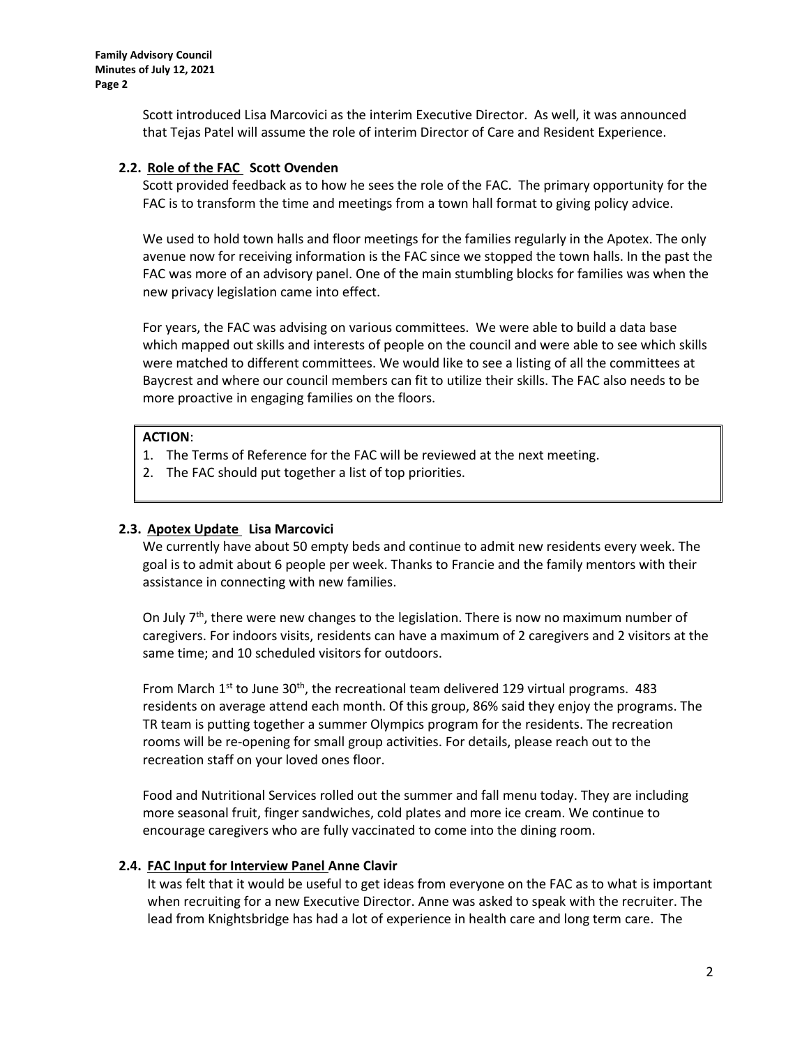Scott introduced Lisa Marcovici as the interim Executive Director. As well, it was announced that Tejas Patel will assume the role of interim Director of Care and Resident Experience.

### 2.2. Role of the FAC Scott Ovenden

Scott provided feedback as to how he sees the role of the FAC. The primary opportunity for the FAC is to transform the time and meetings from a town hall format to giving policy advice.

We used to hold town halls and floor meetings for the families regularly in the Apotex. The only avenue now for receiving information is the FAC since we stopped the town halls. In the past the FAC was more of an advisory panel. One of the main stumbling blocks for families was when the new privacy legislation came into effect.

For years, the FAC was advising on various committees. We were able to build a data base which mapped out skills and interests of people on the council and were able to see which skills were matched to different committees. We would like to see a listing of all the committees at Baycrest and where our council members can fit to utilize their skills. The FAC also needs to be more proactive in engaging families on the floors.

**ACTION**:

1. The Terms of Reference for the FAC will be reviewed at the next meeting.
2. The FAC should put together a list of top priorities.

### 2.3. Apotex Update Lisa Marcovici

We currently have about 50 empty beds and continue to admit new residents every week. The goal is to admit about 6 people per week. Thanks to Francie and the family mentors with their assistance in connecting with new families.

On July 7th, there were new changes to the legislation. There is now no maximum number of caregivers. For indoors visits, residents can have a maximum of 2 caregivers and 2 visitors at the same time; and 10 scheduled visitors for outdoors.

From March 1st to June 30th, the recreational team delivered 129 virtual programs. 483 residents on average attend each month. Of this group, 86% said they enjoy the programs. The TR team is putting together a summer Olympics program for the residents. The recreation rooms will be re-opening for small group activities. For details, please reach out to the recreation staff on your loved ones floor.

Food and Nutritional Services rolled out the summer and fall menu today. They are including more seasonal fruit, finger sandwiches, cold plates and more ice cream. We continue to encourage caregivers who are fully vaccinated to come into the dining room.

### 2.4. FAC Input for Interview Panel Anne Clavir

It was felt that it would be useful to get ideas from everyone on the FAC as to what is important when recruiting for a new Executive Director. Anne was asked to speak with the recruiter. The lead from Knightsbridge has had a lot of experience in health care and long term care. The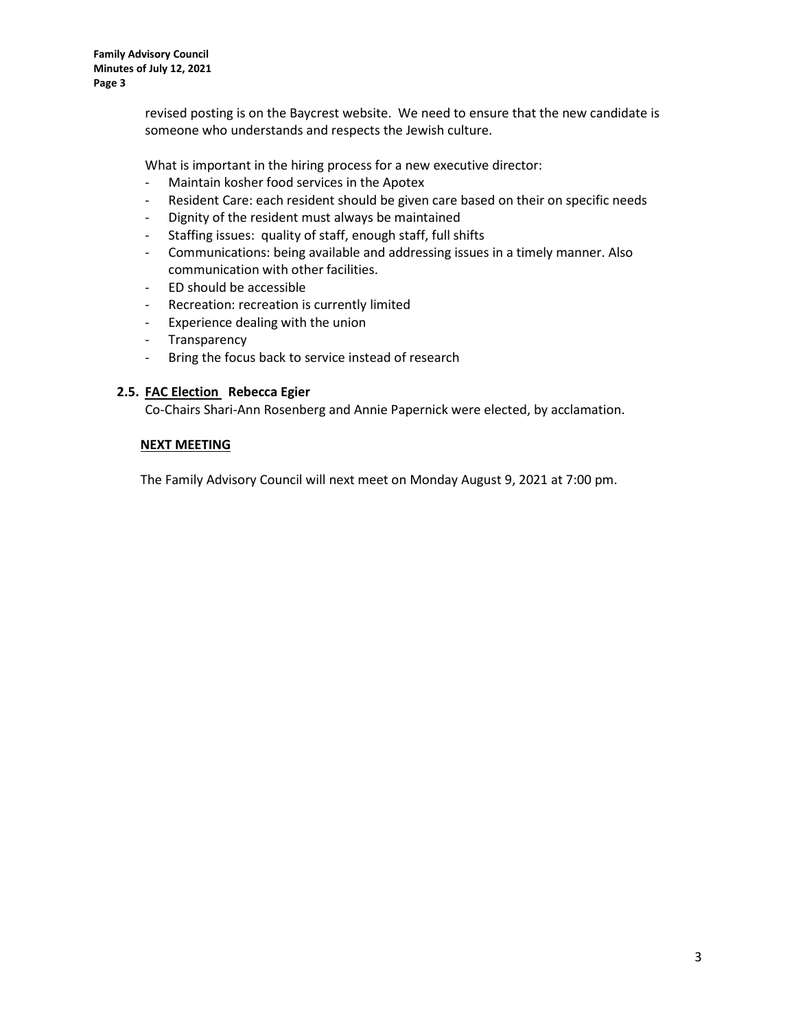revised posting is on the Baycrest website. We need to ensure that the new candidate is someone who understands and respects the Jewish culture.

What is important in the hiring process for a new executive director:

- Maintain kosher food services in the Apotex
- Resident Care: each resident should be given care based on their on specific needs
- Dignity of the resident must always be maintained
- Staffing issues: quality of staff, enough staff, full shifts
- Communications: being available and addressing issues in a timely manner. Also communication with other facilities.
- ED should be accessible
- Recreation: recreation is currently limited
- Experience dealing with the union
- Transparency
- Bring the focus back to service instead of research

### 2.5. FAC Election Rebecca Egier

Co-Chairs Shari-Ann Rosenberg and Annie Papernick were elected, by acclamation.

### NEXT MEETING

The Family Advisory Council will next meet on Monday August 9, 2021 at 7:00 pm.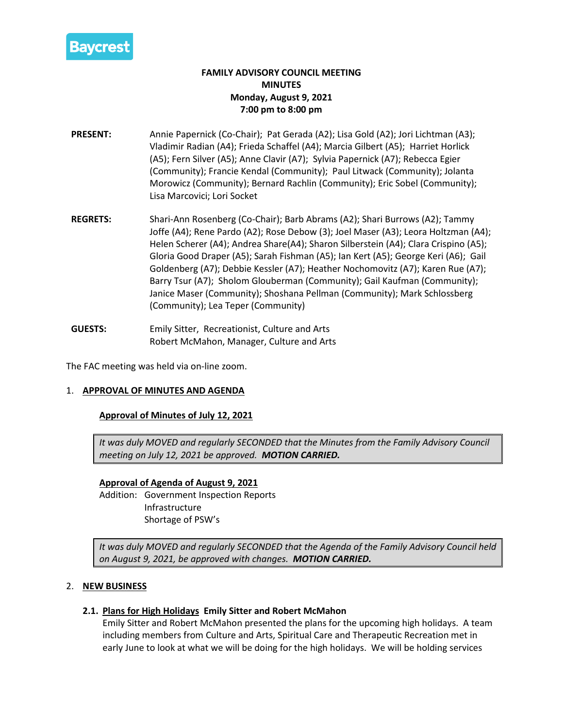Baycrest

**FAMILY ADVISORY COUNCIL MEETING**
**MINUTES**
**Monday, August 9, 2021**
**7:00 pm to 8:00 pm**

**PRESENT:** Annie Papernick (Co-Chair); Pat Gerada (A2); Lisa Gold (A2); Jori Lichtman (A3); Vladimir Radian (A4); Frieda Schaffel (A4); Marcia Gilbert (A5); Harriet Horlick (A5); Fern Silver (A5); Anne Clavir (A7); Sylvia Papernick (A7); Rebecca Egier (Community); Francie Kendal (Community); Paul Litwack (Community); Jolanta Morowicz (Community); Bernard Rachlin (Community); Eric Sobel (Community); Lisa Marcovici; Lori Socket

**REGRETS:** Shari-Ann Rosenberg (Co-Chair); Barb Abrams (A2); Shari Burrows (A2); Tammy Joffe (A4); Rene Pardo (A2); Rose Debow (3); Joel Maser (A3); Leora Holtzman (A4); Helen Scherer (A4); Andrea Share(A4); Sharon Silberstein (A4); Clara Crispino (A5); Gloria Good Draper (A5); Sarah Fishman (A5); Ian Kert (A5); George Keri (A6); Gail Goldenberg (A7); Debbie Kessler (A7); Heather Nochomovitz (A7); Karen Rue (A7); Barry Tsur (A7); Sholom Glouberman (Community); Gail Kaufman (Community); Janice Maser (Community); Shoshana Pellman (Community); Mark Schlossberg (Community); Lea Teper (Community)

**GUESTS:** Emily Sitter, Recreationist, Culture and Arts
Robert McMahon, Manager, Culture and Arts

The FAC meeting was held via on-line zoom.

## 1. APPROVAL OF MINUTES AND AGENDA

### Approval of Minutes of July 12, 2021

*It was duly MOVED and regularly SECONDED that the Minutes from the Family Advisory Council meeting on July 12, 2021 be approved.* ***MOTION CARRIED.***

### Approval of Agenda of August 9, 2021

Addition: Government Inspection Reports
Infrastructure
Shortage of PSW's

*It was duly MOVED and regularly SECONDED that the Agenda of the Family Advisory Council held on August 9, 2021, be approved with changes.* ***MOTION CARRIED.***

## 2. NEW BUSINESS

### 2.1. Plans for High Holidays Emily Sitter and Robert McMahon

Emily Sitter and Robert McMahon presented the plans for the upcoming high holidays. A team including members from Culture and Arts, Spiritual Care and Therapeutic Recreation met in early June to look at what we will be doing for the high holidays. We will be holding services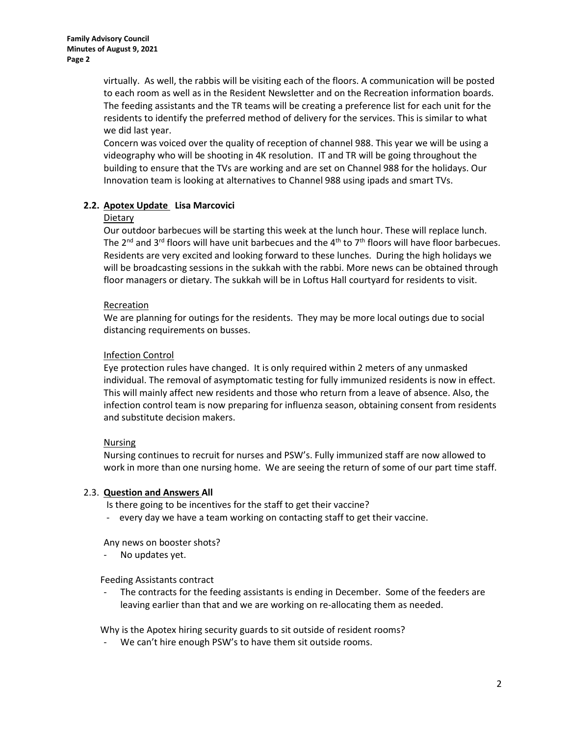virtually. As well, the rabbis will be visiting each of the floors. A communication will be posted to each room as well as in the Resident Newsletter and on the Recreation information boards. The feeding assistants and the TR teams will be creating a preference list for each unit for the residents to identify the preferred method of delivery for the services. This is similar to what we did last year.

Concern was voiced over the quality of reception of channel 988. This year we will be using a videography who will be shooting in 4K resolution. IT and TR will be going throughout the building to ensure that the TVs are working and are set on Channel 988 for the holidays. Our Innovation team is looking at alternatives to Channel 988 using ipads and smart TVs.

### 2.2. **Apotex Update** Lisa Marcovici

Dietary

Our outdoor barbecues will be starting this week at the lunch hour. These will replace lunch. The 2nd and 3rd floors will have unit barbecues and the 4th to 7th floors will have floor barbecues. Residents are very excited and looking forward to these lunches. During the high holidays we will be broadcasting sessions in the sukkah with the rabbi. More news can be obtained through floor managers or dietary. The sukkah will be in Loftus Hall courtyard for residents to visit.

Recreation

We are planning for outings for the residents. They may be more local outings due to social distancing requirements on busses.

Infection Control

Eye protection rules have changed. It is only required within 2 meters of any unmasked individual. The removal of asymptomatic testing for fully immunized residents is now in effect. This will mainly affect new residents and those who return from a leave of absence. Also, the infection control team is now preparing for influenza season, obtaining consent from residents and substitute decision makers.

Nursing

Nursing continues to recruit for nurses and PSW's. Fully immunized staff are now allowed to work in more than one nursing home. We are seeing the return of some of our part time staff.

### 2.3. **Question and Answers All**

Is there going to be incentives for the staff to get their vaccine?

- every day we have a team working on contacting staff to get their vaccine.

Any news on booster shots?

- No updates yet.

Feeding Assistants contract

- The contracts for the feeding assistants is ending in December. Some of the feeders are leaving earlier than that and we are working on re-allocating them as needed.

Why is the Apotex hiring security guards to sit outside of resident rooms?

- We can't hire enough PSW's to have them sit outside rooms.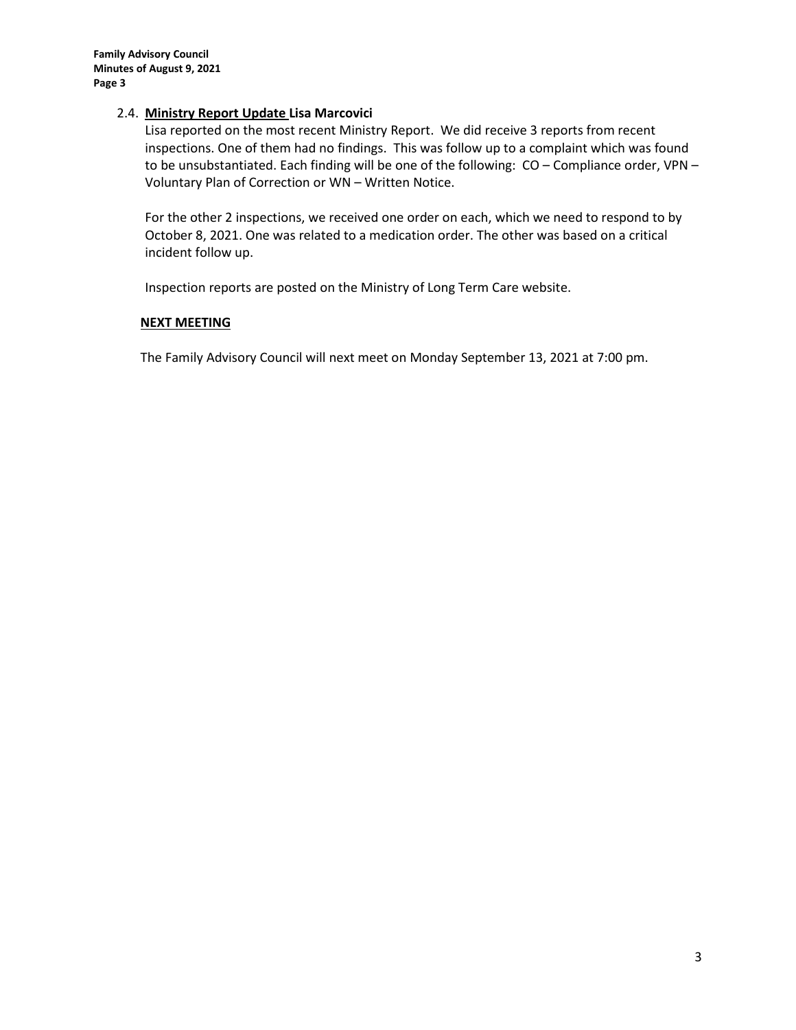### 2.4. **Ministry Report Update** Lisa Marcovici

Lisa reported on the most recent Ministry Report. We did receive 3 reports from recent inspections. One of them had no findings. This was follow up to a complaint which was found to be unsubstantiated. Each finding will be one of the following: CO – Compliance order, VPN – Voluntary Plan of Correction or WN – Written Notice.

For the other 2 inspections, we received one order on each, which we need to respond to by October 8, 2021. One was related to a medication order. The other was based on a critical incident follow up.

Inspection reports are posted on the Ministry of Long Term Care website.

## **NEXT MEETING**

The Family Advisory Council will next meet on Monday September 13, 2021 at 7:00 pm.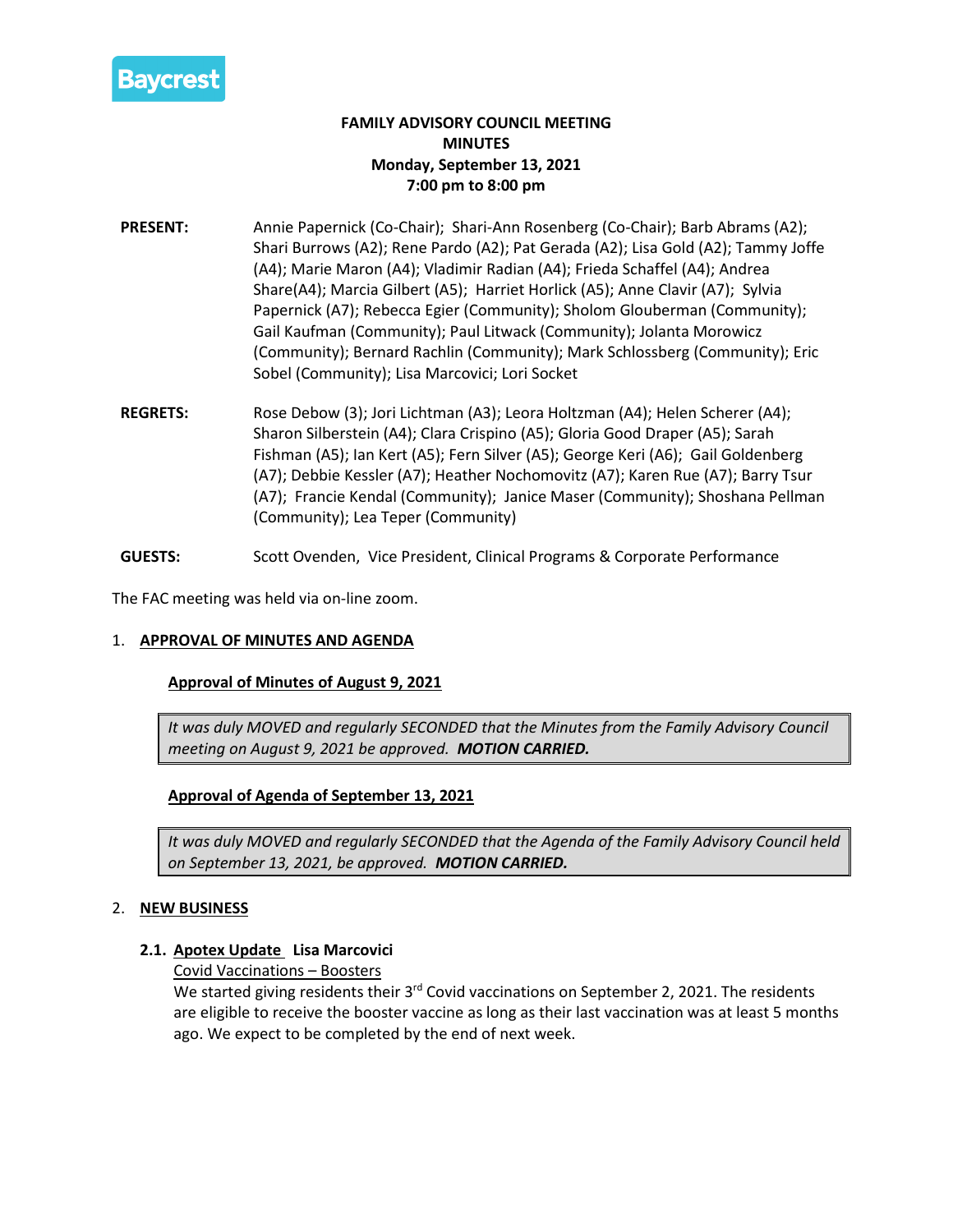Baycrest

**FAMILY ADVISORY COUNCIL MEETING**
**MINUTES**
**Monday, September 13, 2021**
**7:00 pm to 8:00 pm**

**PRESENT:** Annie Papernick (Co-Chair); Shari-Ann Rosenberg (Co-Chair); Barb Abrams (A2); Shari Burrows (A2); Rene Pardo (A2); Pat Gerada (A2); Lisa Gold (A2); Tammy Joffe (A4); Marie Maron (A4); Vladimir Radian (A4); Frieda Schaffel (A4); Andrea Share(A4); Marcia Gilbert (A5); Harriet Horlick (A5); Anne Clavir (A7); Sylvia Papernick (A7); Rebecca Egier (Community); Sholom Glouberman (Community); Gail Kaufman (Community); Paul Litwack (Community); Jolanta Morowicz (Community); Bernard Rachlin (Community); Mark Schlossberg (Community); Eric Sobel (Community); Lisa Marcovici; Lori Socket

**REGRETS:** Rose Debow (3); Jori Lichtman (A3); Leora Holtzman (A4); Helen Scherer (A4); Sharon Silberstein (A4); Clara Crispino (A5); Gloria Good Draper (A5); Sarah Fishman (A5); Ian Kert (A5); Fern Silver (A5); George Keri (A6); Gail Goldenberg (A7); Debbie Kessler (A7); Heather Nochomovitz (A7); Karen Rue (A7); Barry Tsur (A7); Francie Kendal (Community); Janice Maser (Community); Shoshana Pellman (Community); Lea Teper (Community)

**GUESTS:** Scott Ovenden, Vice President, Clinical Programs & Corporate Performance

The FAC meeting was held via on-line zoom.

## 1. APPROVAL OF MINUTES AND AGENDA

### Approval of Minutes of August 9, 2021

*It was duly MOVED and regularly SECONDED that the Minutes from the Family Advisory Council meeting on August 9, 2021 be approved.* ***MOTION CARRIED.***

### Approval of Agenda of September 13, 2021

*It was duly MOVED and regularly SECONDED that the Agenda of the Family Advisory Council held on September 13, 2021, be approved.* ***MOTION CARRIED.***

## 2. NEW BUSINESS

### 2.1. Apotex Update Lisa Marcovici

Covid Vaccinations – Boosters

We started giving residents their 3rd Covid vaccinations on September 2, 2021. The residents are eligible to receive the booster vaccine as long as their last vaccination was at least 5 months ago. We expect to be completed by the end of next week.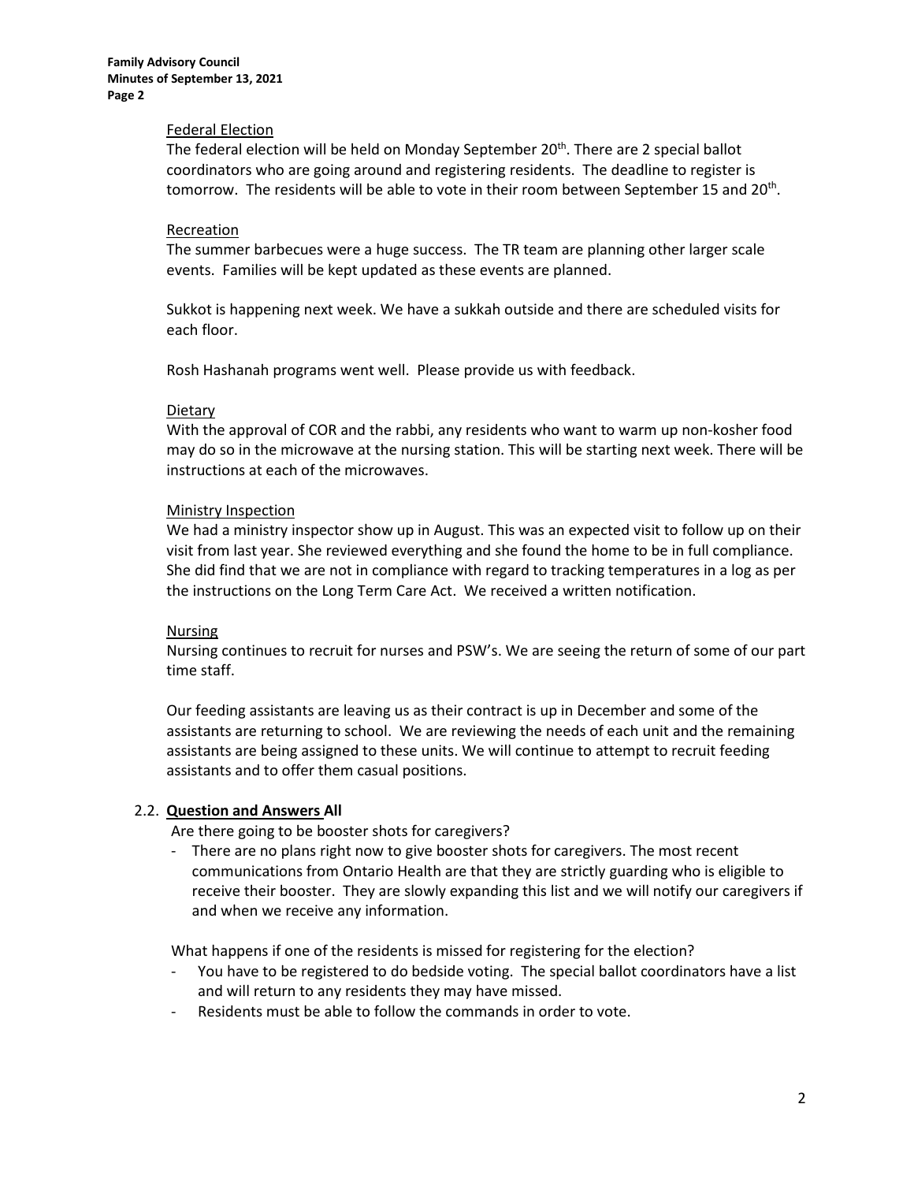### Federal Election

The federal election will be held on Monday September 20th. There are 2 special ballot coordinators who are going around and registering residents. The deadline to register is tomorrow. The residents will be able to vote in their room between September 15 and 20th.

### Recreation

The summer barbecues were a huge success. The TR team are planning other larger scale events. Families will be kept updated as these events are planned.

Sukkot is happening next week. We have a sukkah outside and there are scheduled visits for each floor.

Rosh Hashanah programs went well. Please provide us with feedback.

### Dietary

With the approval of COR and the rabbi, any residents who want to warm up non-kosher food may do so in the microwave at the nursing station. This will be starting next week. There will be instructions at each of the microwaves.

### Ministry Inspection

We had a ministry inspector show up in August. This was an expected visit to follow up on their visit from last year. She reviewed everything and she found the home to be in full compliance. She did find that we are not in compliance with regard to tracking temperatures in a log as per the instructions on the Long Term Care Act. We received a written notification.

### Nursing

Nursing continues to recruit for nurses and PSW's. We are seeing the return of some of our part time staff.

Our feeding assistants are leaving us as their contract is up in December and some of the assistants are returning to school. We are reviewing the needs of each unit and the remaining assistants are being assigned to these units. We will continue to attempt to recruit feeding assistants and to offer them casual positions.

## 2.2. **Question and Answers All**

Are there going to be booster shots for caregivers?

- There are no plans right now to give booster shots for caregivers. The most recent communications from Ontario Health are that they are strictly guarding who is eligible to receive their booster. They are slowly expanding this list and we will notify our caregivers if and when we receive any information.

What happens if one of the residents is missed for registering for the election?

- You have to be registered to do bedside voting. The special ballot coordinators have a list and will return to any residents they may have missed.
- Residents must be able to follow the commands in order to vote.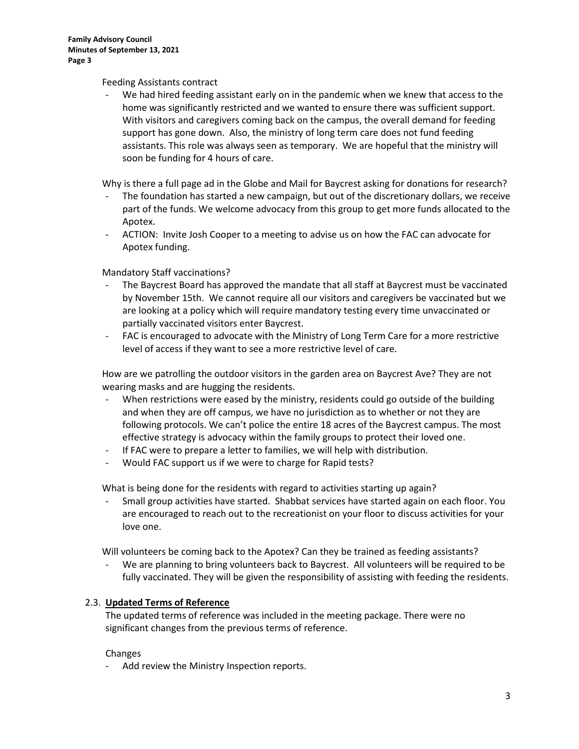Feeding Assistants contract

- We had hired feeding assistant early on in the pandemic when we knew that access to the home was significantly restricted and we wanted to ensure there was sufficient support. With visitors and caregivers coming back on the campus, the overall demand for feeding support has gone down. Also, the ministry of long term care does not fund feeding assistants. This role was always seen as temporary. We are hopeful that the ministry will soon be funding for 4 hours of care.

Why is there a full page ad in the Globe and Mail for Baycrest asking for donations for research?

- The foundation has started a new campaign, but out of the discretionary dollars, we receive part of the funds. We welcome advocacy from this group to get more funds allocated to the Apotex.
- ACTION: Invite Josh Cooper to a meeting to advise us on how the FAC can advocate for Apotex funding.

Mandatory Staff vaccinations?

- The Baycrest Board has approved the mandate that all staff at Baycrest must be vaccinated by November 15th. We cannot require all our visitors and caregivers be vaccinated but we are looking at a policy which will require mandatory testing every time unvaccinated or partially vaccinated visitors enter Baycrest.
- FAC is encouraged to advocate with the Ministry of Long Term Care for a more restrictive level of access if they want to see a more restrictive level of care.

How are we patrolling the outdoor visitors in the garden area on Baycrest Ave? They are not wearing masks and are hugging the residents.

- When restrictions were eased by the ministry, residents could go outside of the building and when they are off campus, we have no jurisdiction as to whether or not they are following protocols. We can't police the entire 18 acres of the Baycrest campus. The most effective strategy is advocacy within the family groups to protect their loved one.
- If FAC were to prepare a letter to families, we will help with distribution.
- Would FAC support us if we were to charge for Rapid tests?

What is being done for the residents with regard to activities starting up again?

- Small group activities have started. Shabbat services have started again on each floor. You are encouraged to reach out to the recreationist on your floor to discuss activities for your love one.

Will volunteers be coming back to the Apotex? Can they be trained as feeding assistants?

- We are planning to bring volunteers back to Baycrest. All volunteers will be required to be fully vaccinated. They will be given the responsibility of assisting with feeding the residents.

### 2.3. **Updated Terms of Reference**

The updated terms of reference was included in the meeting package. There were no significant changes from the previous terms of reference.

Changes

- Add review the Ministry Inspection reports.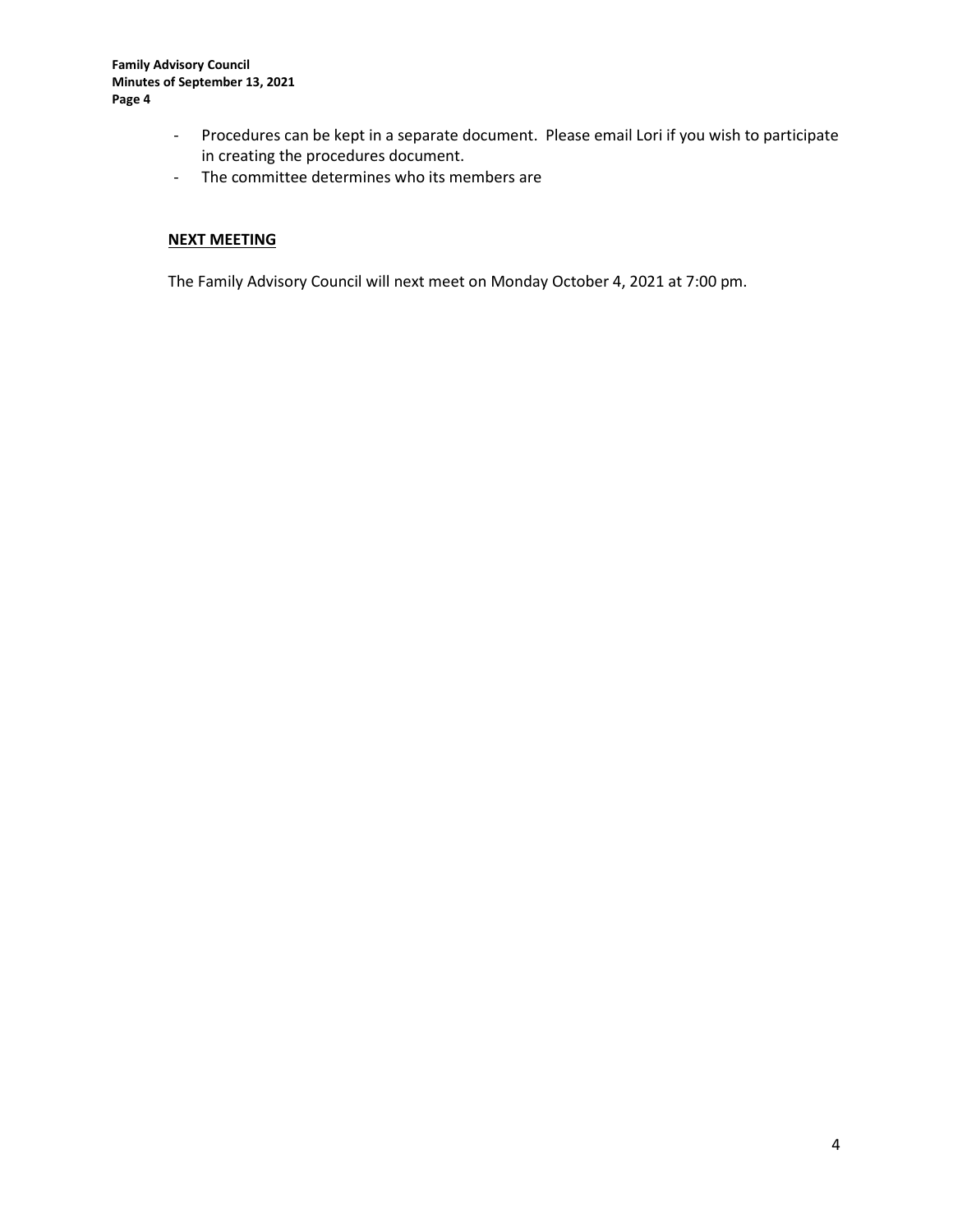- Procedures can be kept in a separate document. Please email Lori if you wish to participate in creating the procedures document.
- The committee determines who its members are

**NEXT MEETING**

The Family Advisory Council will next meet on Monday October 4, 2021 at 7:00 pm.